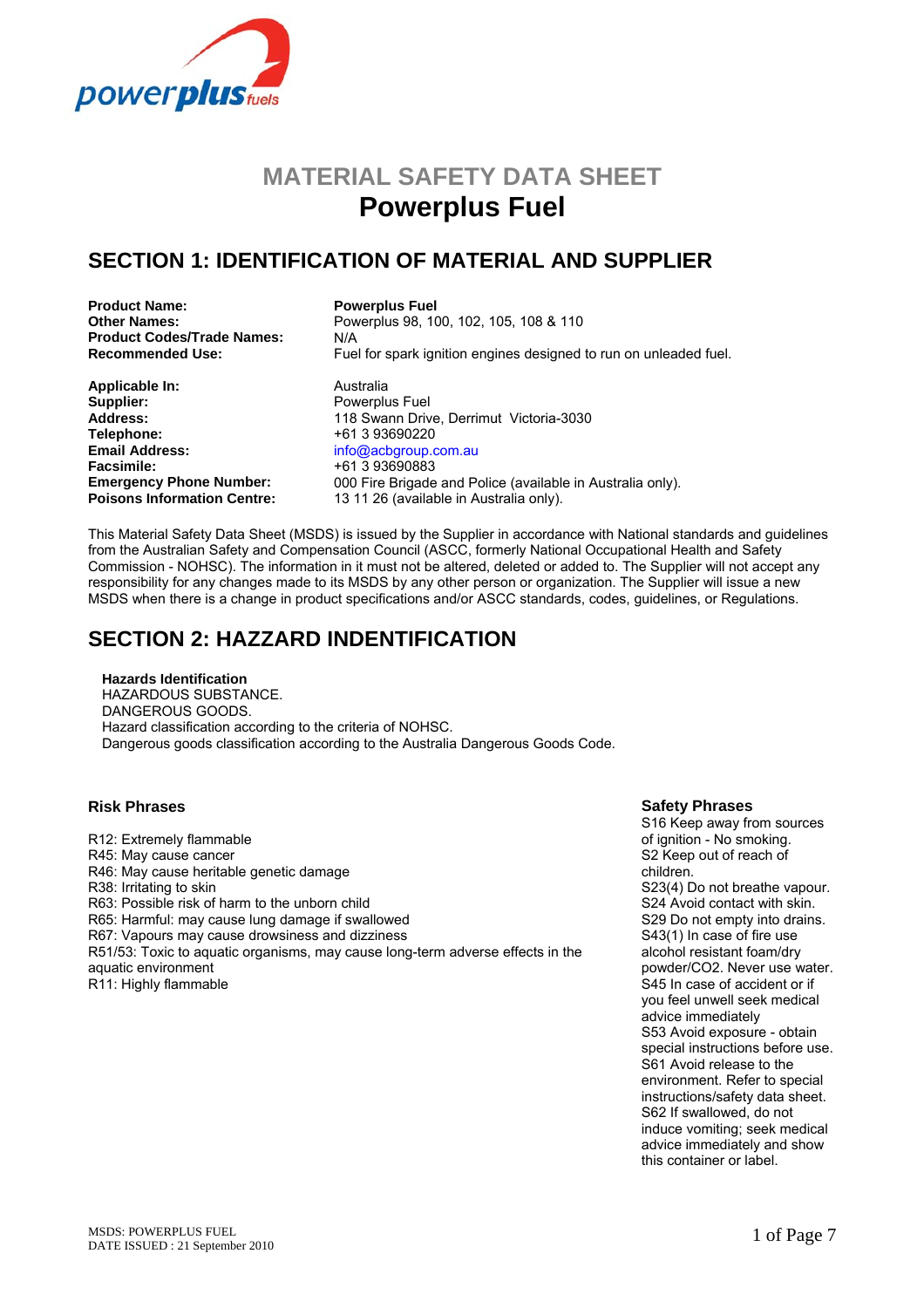# MATERIAL SAFETY DATA SHEET

# Powerplus Fuel

## SECTION 1: IDENTIFICATION OF MATERIAL AND SUPPLIER

| | |
|---|---|
| **Product Name:** | **Powerplus Fuel** |
| **Other Names:** | Powerplus 98, 100, 102, 105, 108 & 110 |
| **Product Codes/Trade Names:** | N/A |
| **Recommended Use:** | Fuel for spark ignition engines designed to run on unleaded fuel. |
| **Applicable In:** | Australia |
| **Supplier:** | Powerplus Fuel |
| **Address:** | 118 Swann Drive, Derrimut Victoria-3030 |
| **Telephone:** | +61 3 93690220 |
| **Email Address:** | info@acbgroup.com.au |
| **Facsimile:** | +61 3 93690883 |
| **Emergency Phone Number:** | 000 Fire Brigade and Police (available in Australia only). |
| **Poisons Information Centre:** | 13 11 26 (available in Australia only). |

This Material Safety Data Sheet (MSDS) is issued by the Supplier in accordance with National standards and guidelines from the Australian Safety and Compensation Council (ASCC, formerly National Occupational Health and Safety Commission - NOHSC). The information in it must not be altered, deleted or added to. The Supplier will not accept any responsibility for any changes made to its MSDS by any other person or organization. The Supplier will issue a new MSDS when there is a change in product specifications and/or ASCC standards, codes, guidelines, or Regulations.

## SECTION 2: HAZZARD INDENTIFICATION

**Hazards Identification**

HAZARDOUS SUBSTANCE.
DANGEROUS GOODS.
Hazard classification according to the criteria of NOHSC.
Dangerous goods classification according to the Australia Dangerous Goods Code.

### Risk Phrases

R12: Extremely flammable
R45: May cause cancer
R46: May cause heritable genetic damage
R38: Irritating to skin
R63: Possible risk of harm to the unborn child
R65: Harmful: may cause lung damage if swallowed
R67: Vapours may cause drowsiness and dizziness
R51/53: Toxic to aquatic organisms, may cause long-term adverse effects in the aquatic environment
R11: Highly flammable

### Safety Phrases

S16 Keep away from sources of ignition - No smoking.
S2 Keep out of reach of children.
S23(4) Do not breathe vapour.
S24 Avoid contact with skin.
S29 Do not empty into drains.
S43(1) In case of fire use alcohol resistant foam/dry powder/CO2. Never use water.
S45 In case of accident or if you feel unwell seek medical advice immediately
S53 Avoid exposure - obtain special instructions before use.
S61 Avoid release to the environment. Refer to special instructions/safety data sheet.
S62 If swallowed, do not induce vomiting; seek medical advice immediately and show this container or label.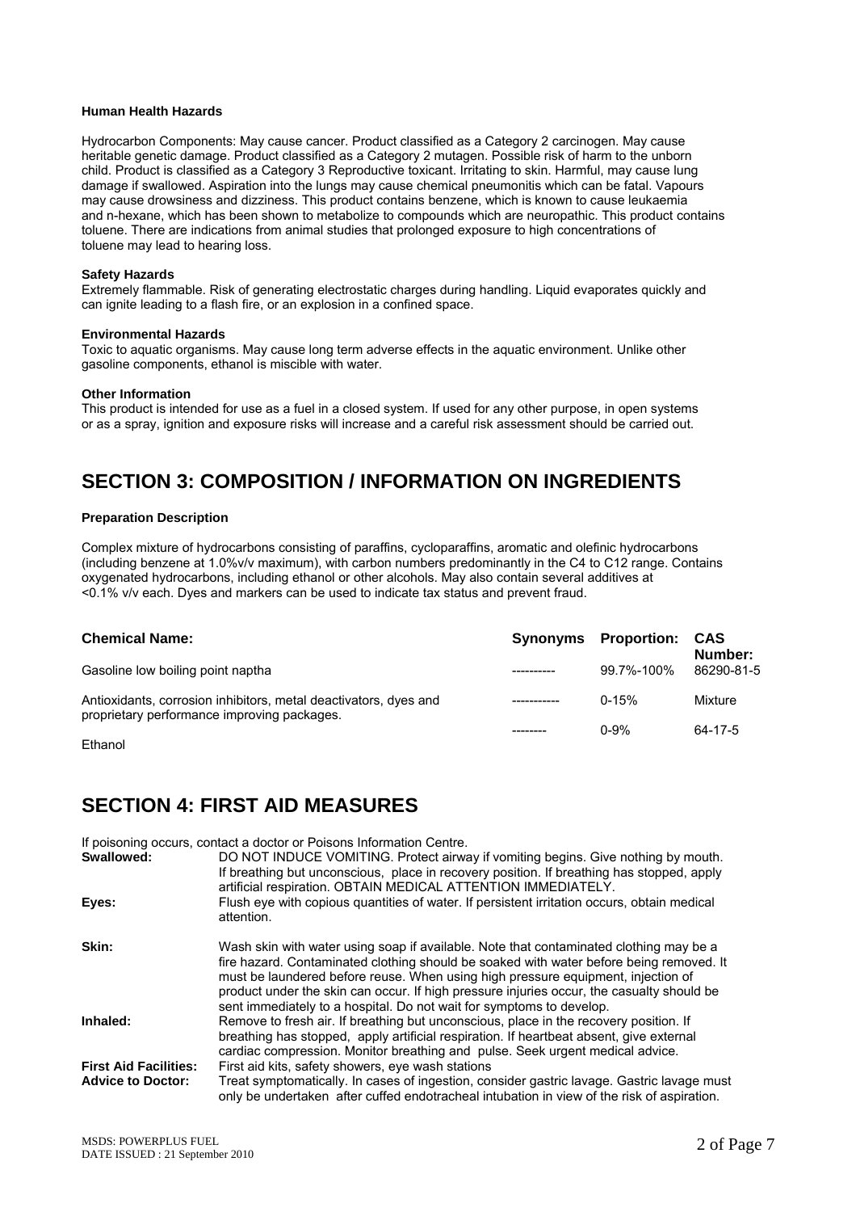#### Human Health Hazards

Hydrocarbon Components: May cause cancer. Product classified as a Category 2 carcinogen. May cause heritable genetic damage. Product classified as a Category 2 mutagen. Possible risk of harm to the unborn child. Product is classified as a Category 3 Reproductive toxicant. Irritating to skin. Harmful, may cause lung damage if swallowed. Aspiration into the lungs may cause chemical pneumonitis which can be fatal. Vapours may cause drowsiness and dizziness. This product contains benzene, which is known to cause leukaemia and n-hexane, which has been shown to metabolize to compounds which are neuropathic. This product contains toluene. There are indications from animal studies that prolonged exposure to high concentrations of toluene may lead to hearing loss.

#### Safety Hazards

Extremely flammable. Risk of generating electrostatic charges during handling. Liquid evaporates quickly and can ignite leading to a flash fire, or an explosion in a confined space.

#### Environmental Hazards

Toxic to aquatic organisms. May cause long term adverse effects in the aquatic environment. Unlike other gasoline components, ethanol is miscible with water.

#### Other Information

This product is intended for use as a fuel in a closed system. If used for any other purpose, in open systems or as a spray, ignition and exposure risks will increase and a careful risk assessment should be carried out.

## SECTION 3: COMPOSITION / INFORMATION ON INGREDIENTS

#### Preparation Description

Complex mixture of hydrocarbons consisting of paraffins, cycloparaffins, aromatic and olefinic hydrocarbons (including benzene at 1.0%v/v maximum), with carbon numbers predominantly in the C4 to C12 range. Contains oxygenated hydrocarbons, including ethanol or other alcohols. May also contain several additives at <0.1% v/v each. Dyes and markers can be used to indicate tax status and prevent fraud.

| Chemical Name: | Synonyms | Proportion: | CAS Number: |
|---|---|---|---|
| Gasoline low boiling point naptha | ---------- | 99.7%-100% | 86290-81-5 |
| Antioxidants, corrosion inhibitors, metal deactivators, dyes and proprietary performance improving packages. | ----------- | 0-15% | Mixture |
| Ethanol | -------- | 0-9% | 64-17-5 |

## SECTION 4: FIRST AID MEASURES

If poisoning occurs, contact a doctor or Poisons Information Centre.

**Swallowed:** DO NOT INDUCE VOMITING. Protect airway if vomiting begins. Give nothing by mouth. If breathing but unconscious, place in recovery position. If breathing has stopped, apply artificial respiration. OBTAIN MEDICAL ATTENTION IMMEDIATELY.

**Eyes:** Flush eye with copious quantities of water. If persistent irritation occurs, obtain medical attention.

**Skin:** Wash skin with water using soap if available. Note that contaminated clothing may be a fire hazard. Contaminated clothing should be soaked with water before being removed. It must be laundered before reuse. When using high pressure equipment, injection of product under the skin can occur. If high pressure injuries occur, the casualty should be sent immediately to a hospital. Do not wait for symptoms to develop.

**Inhaled:** Remove to fresh air. If breathing but unconscious, place in the recovery position. If breathing has stopped, apply artificial respiration. If heartbeat absent, give external cardiac compression. Monitor breathing and pulse. Seek urgent medical advice.

**First Aid Facilities:** First aid kits, safety showers, eye wash stations

**Advice to Doctor:** Treat symptomatically. In cases of ingestion, consider gastric lavage. Gastric lavage must only be undertaken after cuffed endotracheal intubation in view of the risk of aspiration.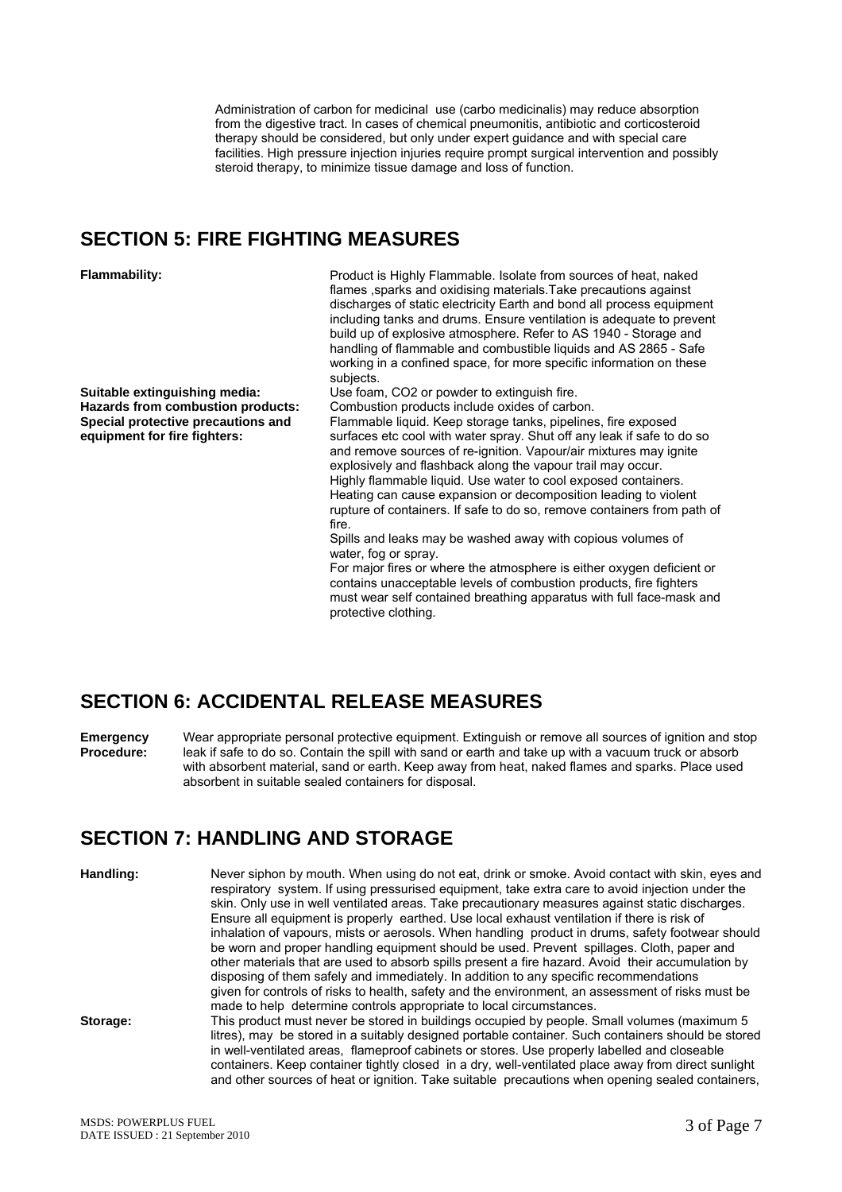Administration of carbon for medicinal use (carbo medicinalis) may reduce absorption from the digestive tract. In cases of chemical pneumonitis, antibiotic and corticosteroid therapy should be considered, but only under expert guidance and with special care facilities. High pressure injection injuries require prompt surgical intervention and possibly steroid therapy, to minimize tissue damage and loss of function.

## SECTION 5: FIRE FIGHTING MEASURES

**Flammability:** Product is Highly Flammable. Isolate from sources of heat, naked flames ,sparks and oxidising materials.Take precautions against discharges of static electricity Earth and bond all process equipment including tanks and drums. Ensure ventilation is adequate to prevent build up of explosive atmosphere. Refer to AS 1940 - Storage and handling of flammable and combustible liquids and AS 2865 - Safe working in a confined space, for more specific information on these subjects.

**Suitable extinguishing media:** Use foam, $CO_2$ or powder to extinguish fire.

**Hazards from combustion products:** Combustion products include oxides of carbon.

**Special protective precautions and equipment for fire fighters:** Flammable liquid. Keep storage tanks, pipelines, fire exposed surfaces etc cool with water spray. Shut off any leak if safe to do so and remove sources of re-ignition. Vapour/air mixtures may ignite explosively and flashback along the vapour trail may occur.
Highly flammable liquid. Use water to cool exposed containers. Heating can cause expansion or decomposition leading to violent rupture of containers. If safe to do so, remove containers from path of fire.
Spills and leaks may be washed away with copious volumes of water, fog or spray.
For major fires or where the atmosphere is either oxygen deficient or contains unacceptable levels of combustion products, fire fighters must wear self contained breathing apparatus with full face-mask and protective clothing.

## SECTION 6: ACCIDENTAL RELEASE MEASURES

**Emergency Procedure:** Wear appropriate personal protective equipment. Extinguish or remove all sources of ignition and stop leak if safe to do so. Contain the spill with sand or earth and take up with a vacuum truck or absorb with absorbent material, sand or earth. Keep away from heat, naked flames and sparks. Place used absorbent in suitable sealed containers for disposal.

## SECTION 7: HANDLING AND STORAGE

**Handling:** Never siphon by mouth. When using do not eat, drink or smoke. Avoid contact with skin, eyes and respiratory system. If using pressurised equipment, take extra care to avoid injection under the skin. Only use in well ventilated areas. Take precautionary measures against static discharges. Ensure all equipment is properly earthed. Use local exhaust ventilation if there is risk of inhalation of vapours, mists or aerosols. When handling product in drums, safety footwear should be worn and proper handling equipment should be used. Prevent spillages. Cloth, paper and other materials that are used to absorb spills present a fire hazard. Avoid their accumulation by disposing of them safely and immediately. In addition to any specific recommendations given for controls of risks to health, safety and the environment, an assessment of risks must be made to help determine controls appropriate to local circumstances.

**Storage:** This product must never be stored in buildings occupied by people. Small volumes (maximum 5 litres), may be stored in a suitably designed portable container. Such containers should be stored in well-ventilated areas, flameproof cabinets or stores. Use properly labelled and closeable containers. Keep container tightly closed in a dry, well-ventilated place away from direct sunlight and other sources of heat or ignition. Take suitable precautions when opening sealed containers,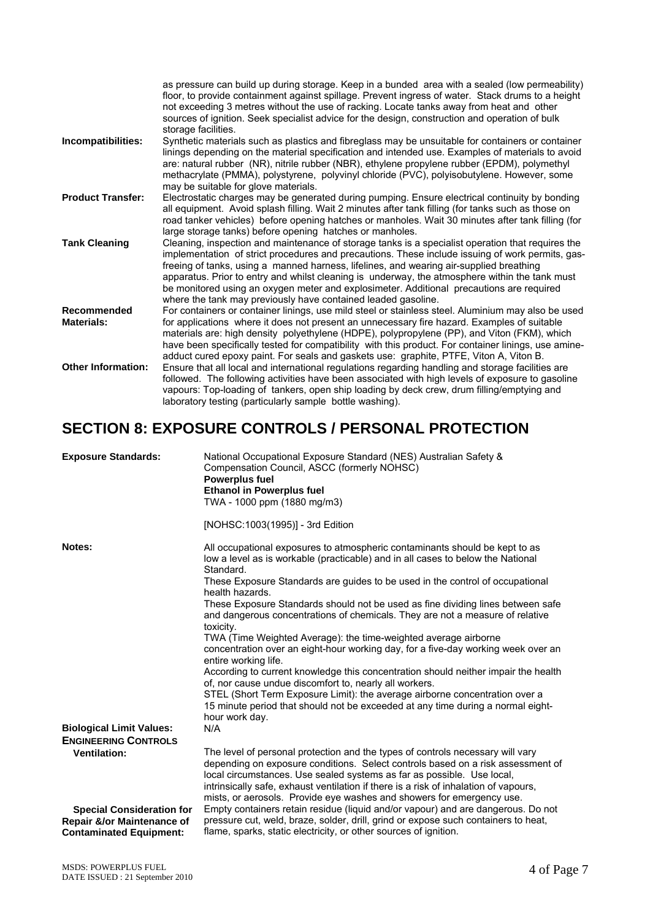as pressure can build up during storage. Keep in a bunded area with a sealed (low permeability) floor, to provide containment against spillage. Prevent ingress of water. Stack drums to a height not exceeding 3 metres without the use of racking. Locate tanks away from heat and other sources of ignition. Seek specialist advice for the design, construction and operation of bulk storage facilities.

**Incompatibilities:** Synthetic materials such as plastics and fibreglass may be unsuitable for containers or container linings depending on the material specification and intended use. Examples of materials to avoid are: natural rubber (NR), nitrile rubber (NBR), ethylene propylene rubber (EPDM), polymethyl methacrylate (PMMA), polystyrene, polyvinyl chloride (PVC), polyisobutylene. However, some may be suitable for glove materials.

**Product Transfer:** Electrostatic charges may be generated during pumping. Ensure electrical continuity by bonding all equipment. Avoid splash filling. Wait 2 minutes after tank filling (for tanks such as those on road tanker vehicles) before opening hatches or manholes. Wait 30 minutes after tank filling (for large storage tanks) before opening hatches or manholes.

**Tank Cleaning** Cleaning, inspection and maintenance of storage tanks is a specialist operation that requires the implementation of strict procedures and precautions. These include issuing of work permits, gas-freeing of tanks, using a manned harness, lifelines, and wearing air-supplied breathing apparatus. Prior to entry and whilst cleaning is underway, the atmosphere within the tank must be monitored using an oxygen meter and explosimeter. Additional precautions are required where the tank may previously have contained leaded gasoline.

**Recommended Materials:** For containers or container linings, use mild steel or stainless steel. Aluminium may also be used for applications where it does not present an unnecessary fire hazard. Examples of suitable materials are: high density polyethylene (HDPE), polypropylene (PP), and Viton (FKM), which have been specifically tested for compatibility with this product. For container linings, use amine-adduct cured epoxy paint. For seals and gaskets use: graphite, PTFE, Viton A, Viton B.

**Other Information:** Ensure that all local and international regulations regarding handling and storage facilities are followed. The following activities have been associated with high levels of exposure to gasoline vapours: Top-loading of tankers, open ship loading by deck crew, drum filling/emptying and laboratory testing (particularly sample bottle washing).

## SECTION 8: EXPOSURE CONTROLS / PERSONAL PROTECTION

**Exposure Standards:** National Occupational Exposure Standard (NES) Australian Safety & Compensation Council, ASCC (formerly NOHSC)

**Powerplus fuel**

**Ethanol in Powerplus fuel**

TWA - 1000 ppm (1880 mg/m3)

[NOHSC:1003(1995)] - 3rd Edition

**Notes:** All occupational exposures to atmospheric contaminants should be kept to as low a level as is workable (practicable) and in all cases to below the National Standard.

These Exposure Standards are guides to be used in the control of occupational health hazards.

These Exposure Standards should not be used as fine dividing lines between safe and dangerous concentrations of chemicals. They are not a measure of relative toxicity.

TWA (Time Weighted Average): the time-weighted average airborne concentration over an eight-hour working day, for a five-day working week over an entire working life.

According to current knowledge this concentration should neither impair the health of, nor cause undue discomfort to, nearly all workers.

STEL (Short Term Exposure Limit): the average airborne concentration over a 15 minute period that should not be exceeded at any time during a normal eight-hour work day.

**Biological Limit Values:** N/A

**ENGINEERING CONTROLS**

**Ventilation:** The level of personal protection and the types of controls necessary will vary depending on exposure conditions. Select controls based on a risk assessment of local circumstances. Use sealed systems as far as possible. Use local, intrinsically safe, exhaust ventilation if there is a risk of inhalation of vapours, mists, or aerosols. Provide eye washes and showers for emergency use.

**Special Consideration for Repair &/or Maintenance of Contaminated Equipment:** Empty containers retain residue (liquid and/or vapour) and are dangerous. Do not pressure cut, weld, braze, solder, drill, grind or expose such containers to heat, flame, sparks, static electricity, or other sources of ignition.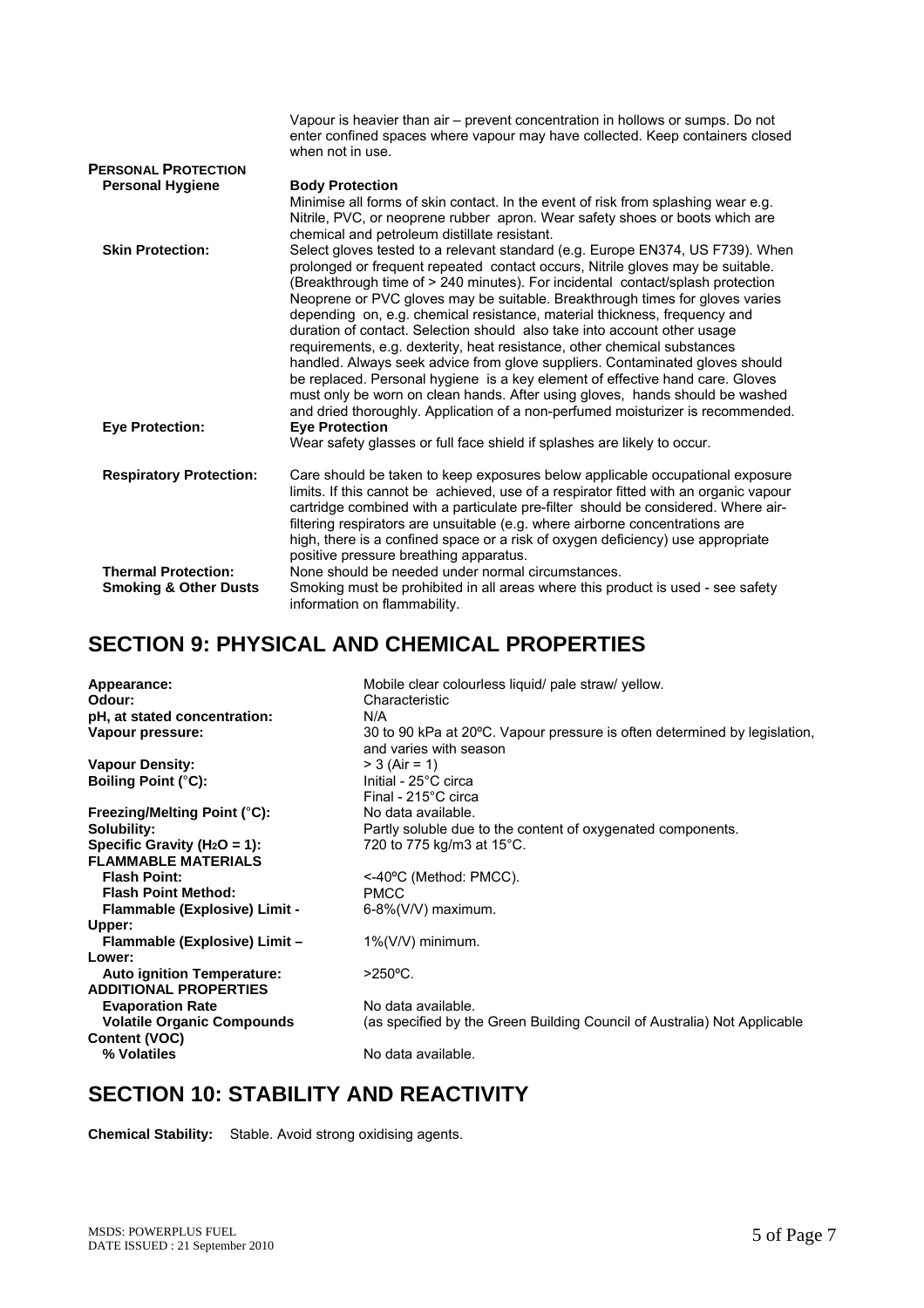Vapour is heavier than air – prevent concentration in hollows or sumps. Do not enter confined spaces where vapour may have collected. Keep containers closed when not in use.

**PERSONAL PROTECTION**

| | |
|---|---|
| **Personal Hygiene** | **Body Protection**<br>Minimise all forms of skin contact. In the event of risk from splashing wear e.g. Nitrile, PVC, or neoprene rubber apron. Wear safety shoes or boots which are chemical and petroleum distillate resistant. |
| **Skin Protection:** | Select gloves tested to a relevant standard (e.g. Europe EN374, US F739). When prolonged or frequent repeated contact occurs, Nitrile gloves may be suitable. (Breakthrough time of > 240 minutes). For incidental contact/splash protection Neoprene or PVC gloves may be suitable. Breakthrough times for gloves varies depending on, e.g. chemical resistance, material thickness, frequency and duration of contact. Selection should also take into account other usage requirements, e.g. dexterity, heat resistance, other chemical substances handled. Always seek advice from glove suppliers. Contaminated gloves should be replaced. Personal hygiene is a key element of effective hand care. Gloves must only be worn on clean hands. After using gloves, hands should be washed and dried thoroughly. Application of a non-perfumed moisturizer is recommended. |
| **Eye Protection:** | **Eye Protection**<br>Wear safety glasses or full face shield if splashes are likely to occur. |
| **Respiratory Protection:** | Care should be taken to keep exposures below applicable occupational exposure limits. If this cannot be achieved, use of a respirator fitted with an organic vapour cartridge combined with a particulate pre-filter should be considered. Where air-filtering respirators are unsuitable (e.g. where airborne concentrations are high, there is a confined space or a risk of oxygen deficiency) use appropriate positive pressure breathing apparatus. |
| **Thermal Protection:** | None should be needed under normal circumstances. |
| **Smoking & Other Dusts** | Smoking must be prohibited in all areas where this product is used - see safety information on flammability. |

## SECTION 9: PHYSICAL AND CHEMICAL PROPERTIES

| | |
|---|---|
| **Appearance:** | Mobile clear colourless liquid/ pale straw/ yellow. |
| **Odour:** | Characteristic |
| **pH, at stated concentration:** | N/A |
| **Vapour pressure:** | 30 to 90 kPa at 20ºC. Vapour pressure is often determined by legislation, and varies with season |
| **Vapour Density:** | > 3 (Air = 1) |
| **Boiling Point (°C):** | Initial - 25°C circa<br>Final - 215°C circa |
| **Freezing/Melting Point (°C):** | No data available. |
| **Solubility:** | Partly soluble due to the content of oxygenated components. |
| **Specific Gravity ($H_2O$ = 1):** | 720 to 775 kg/m3 at 15°C. |
| **FLAMMABLE MATERIALS** | |
| **Flash Point:** | <-40ºC (Method: PMCC). |
| **Flash Point Method:** | PMCC |
| **Flammable (Explosive) Limit - Upper:** | 6-8%(V/V) maximum. |
| **Flammable (Explosive) Limit – Lower:** | 1%(V/V) minimum. |
| **Auto ignition Temperature:** | >250ºC. |
| **ADDITIONAL PROPERTIES** | |
| **Evaporation Rate** | No data available. |
| **Volatile Organic Compounds Content (VOC)** | (as specified by the Green Building Council of Australia) Not Applicable |
| **% Volatiles** | No data available. |

## SECTION 10: STABILITY AND REACTIVITY

**Chemical Stability:** Stable. Avoid strong oxidising agents.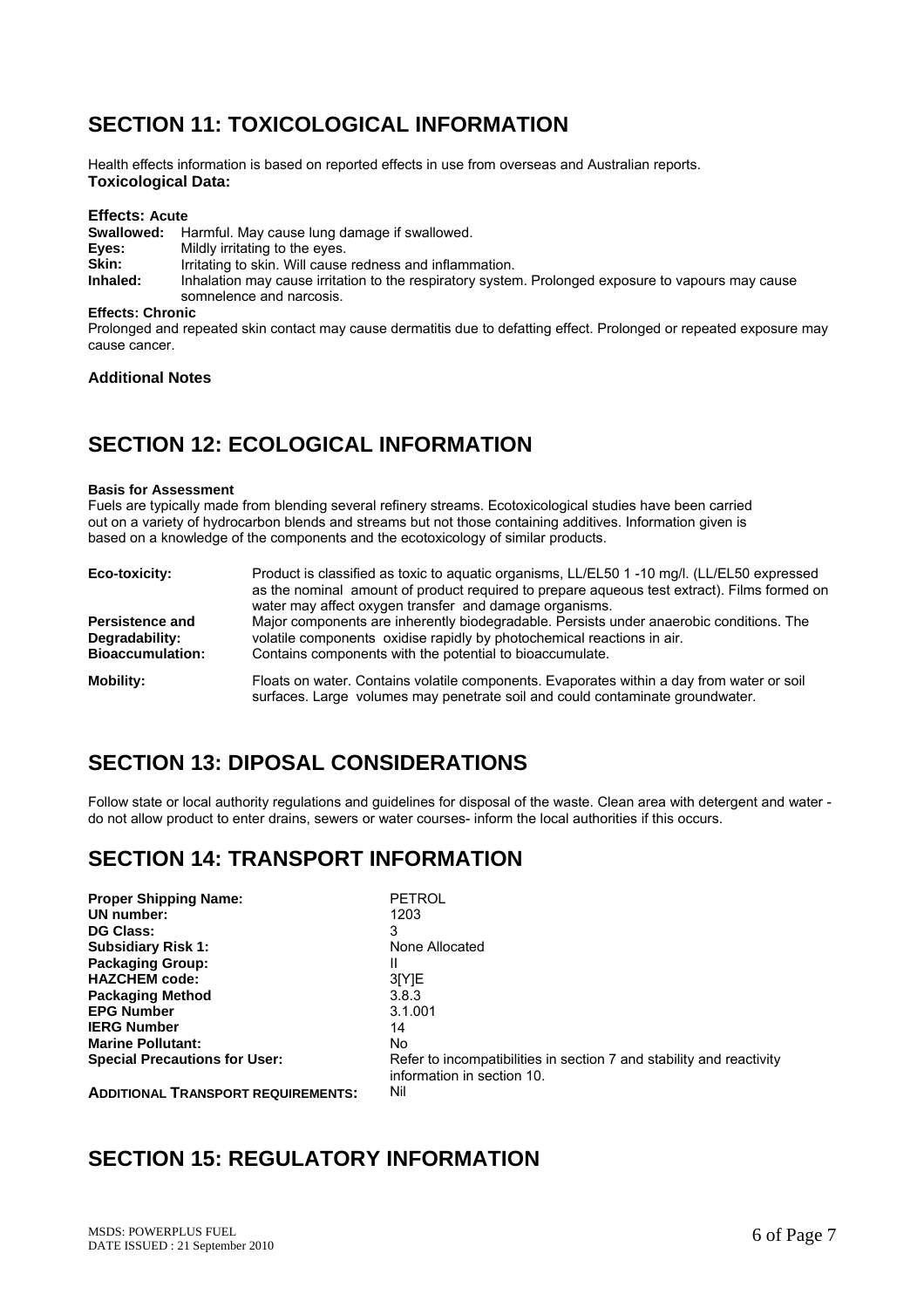## SECTION 11: TOXICOLOGICAL INFORMATION

Health effects information is based on reported effects in use from overseas and Australian reports.

**Toxicological Data:**

**Effects: Acute**

**Swallowed:** Harmful. May cause lung damage if swallowed.

**Eyes:** Mildly irritating to the eyes.

**Skin:** Irritating to skin. Will cause redness and inflammation.

**Inhaled:** Inhalation may cause irritation to the respiratory system. Prolonged exposure to vapours may cause somnelence and narcosis.

**Effects: Chronic**

Prolonged and repeated skin contact may cause dermatitis due to defatting effect. Prolonged or repeated exposure may cause cancer.

**Additional Notes**

## SECTION 12: ECOLOGICAL INFORMATION

**Basis for Assessment**

Fuels are typically made from blending several refinery streams. Ecotoxicological studies have been carried out on a variety of hydrocarbon blends and streams but not those containing additives. Information given is based on a knowledge of the components and the ecotoxicology of similar products.

**Eco-toxicity:** Product is classified as toxic to aquatic organisms, LL/EL50 1 -10 mg/l. (LL/EL50 expressed as the nominal amount of product required to prepare aqueous test extract). Films formed on water may affect oxygen transfer and damage organisms.

**Persistence and Degradability:** Major components are inherently biodegradable. Persists under anaerobic conditions. The volatile components oxidise rapidly by photochemical reactions in air.

**Bioaccumulation:** Contains components with the potential to bioaccumulate.

**Mobility:** Floats on water. Contains volatile components. Evaporates within a day from water or soil surfaces. Large volumes may penetrate soil and could contaminate groundwater.

## SECTION 13: DIPOSAL CONSIDERATIONS

Follow state or local authority regulations and guidelines for disposal of the waste. Clean area with detergent and water - do not allow product to enter drains, sewers or water courses- inform the local authorities if this occurs.

## SECTION 14: TRANSPORT INFORMATION

| | |
|---|---|
| **Proper Shipping Name:** | PETROL |
| **UN number:** | 1203 |
| **DG Class:** | 3 |
| **Subsidiary Risk 1:** | None Allocated |
| **Packaging Group:** | II |
| **HAZCHEM code:** | 3[Y]E |
| **Packaging Method** | 3.8.3 |
| **EPG Number** | 3.1.001 |
| **IERG Number** | 14 |
| **Marine Pollutant:** | No |
| **Special Precautions for User:** | Refer to incompatibilities in section 7 and stability and reactivity information in section 10. |
| **ADDITIONAL TRANSPORT REQUIREMENTS:** | Nil |

## SECTION 15: REGULATORY INFORMATION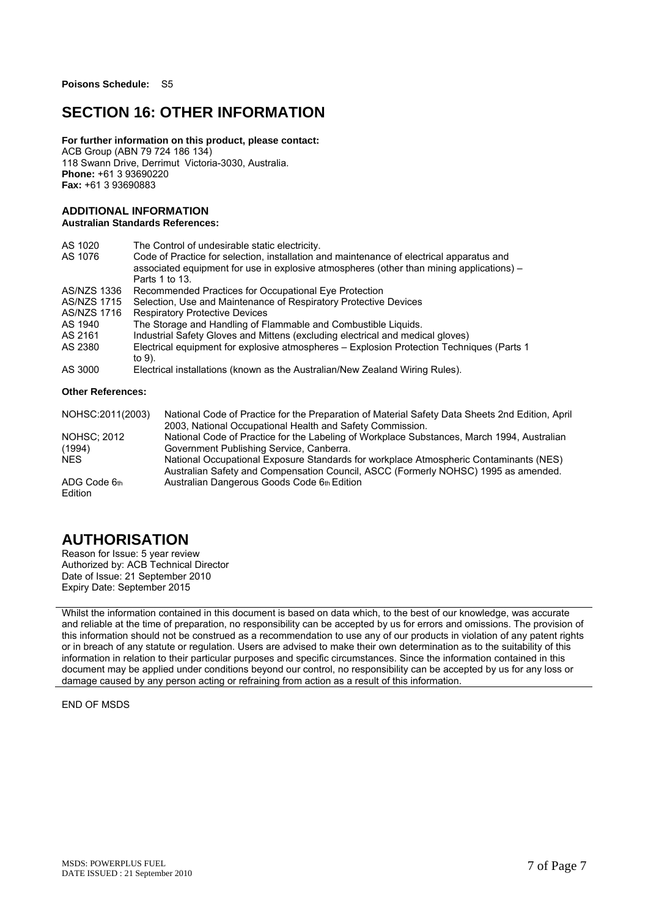**Poisons Schedule:** S5

# SECTION 16: OTHER INFORMATION

**For further information on this product, please contact:**
ACB Group (ABN 79 724 186 134)
118 Swann Drive, Derrimut Victoria-3030, Australia.
**Phone:** +61 3 93690220
**Fax:** +61 3 93690883

### ADDITIONAL INFORMATION

**Australian Standards References:**

| | |
|---|---|
| AS 1020 | The Control of undesirable static electricity. |
| AS 1076 | Code of Practice for selection, installation and maintenance of electrical apparatus and associated equipment for use in explosive atmospheres (other than mining applications) – Parts 1 to 13. |
| AS/NZS 1336 | Recommended Practices for Occupational Eye Protection |
| AS/NZS 1715 | Selection, Use and Maintenance of Respiratory Protective Devices |
| AS/NZS 1716 | Respiratory Protective Devices |
| AS 1940 | The Storage and Handling of Flammable and Combustible Liquids. |
| AS 2161 | Industrial Safety Gloves and Mittens (excluding electrical and medical gloves) |
| AS 2380 | Electrical equipment for explosive atmospheres – Explosion Protection Techniques (Parts 1 to 9). |
| AS 3000 | Electrical installations (known as the Australian/New Zealand Wiring Rules). |

**Other References:**

| | |
|---|---|
| NOHSC:2011(2003) | National Code of Practice for the Preparation of Material Safety Data Sheets 2nd Edition, April 2003, National Occupational Health and Safety Commission. |
| NOHSC; 2012 (1994) | National Code of Practice for the Labeling of Workplace Substances, March 1994, Australian Government Publishing Service, Canberra. |
| NES | National Occupational Exposure Standards for workplace Atmospheric Contaminants (NES) Australian Safety and Compensation Council, ASCC (Formerly NOHSC) 1995 as amended. |
| ADG Code 6th Edition | Australian Dangerous Goods Code 6th Edition |

# AUTHORISATION

Reason for Issue: 5 year review
Authorized by: ACB Technical Director
Date of Issue: 21 September 2010
Expiry Date: September 2015

Whilst the information contained in this document is based on data which, to the best of our knowledge, was accurate and reliable at the time of preparation, no responsibility can be accepted by us for errors and omissions. The provision of this information should not be construed as a recommendation to use any of our products in violation of any patent rights or in breach of any statute or regulation. Users are advised to make their own determination as to the suitability of this information in relation to their particular purposes and specific circumstances. Since the information contained in this document may be applied under conditions beyond our control, no responsibility can be accepted by us for any loss or damage caused by any person acting or refraining from action as a result of this information.

END OF MSDS